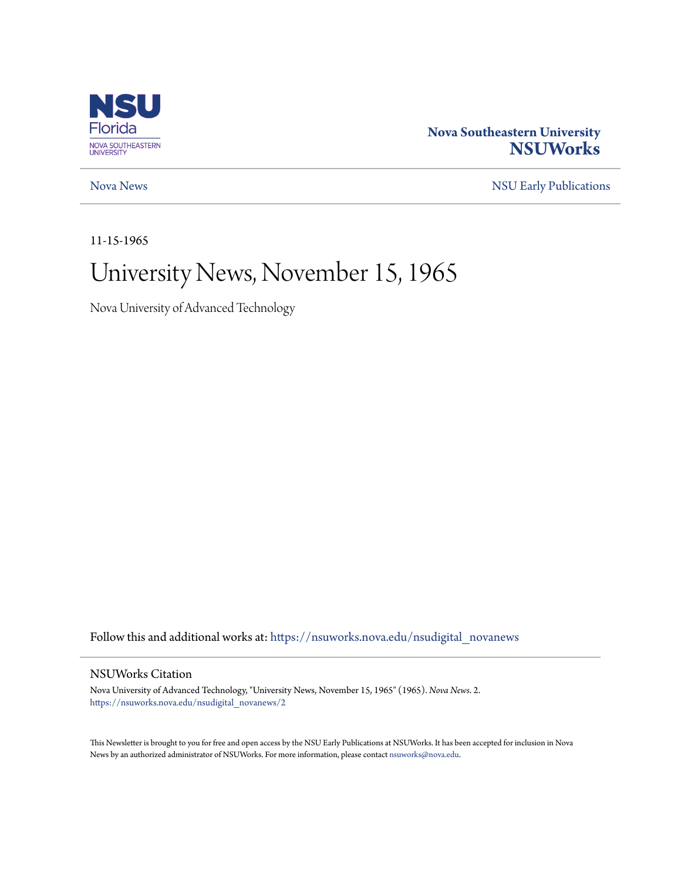Nova Southeastern University
**NSUWorks**

Nova News

NSU Early Publications

11-15-1965

# University News, November 15, 1965

Nova University of Advanced Technology

Follow this and additional works at: https://nsuworks.nova.edu/nsudigital_novanews

## NSUWorks Citation

Nova University of Advanced Technology, "University News, November 15, 1965" (1965). *Nova News*. 2.
https://nsuworks.nova.edu/nsudigital_novanews/2

This Newsletter is brought to you for free and open access by the NSU Early Publications at NSUWorks. It has been accepted for inclusion in Nova News by an authorized administrator of NSUWorks. For more information, please contact nsuworks@nova.edu.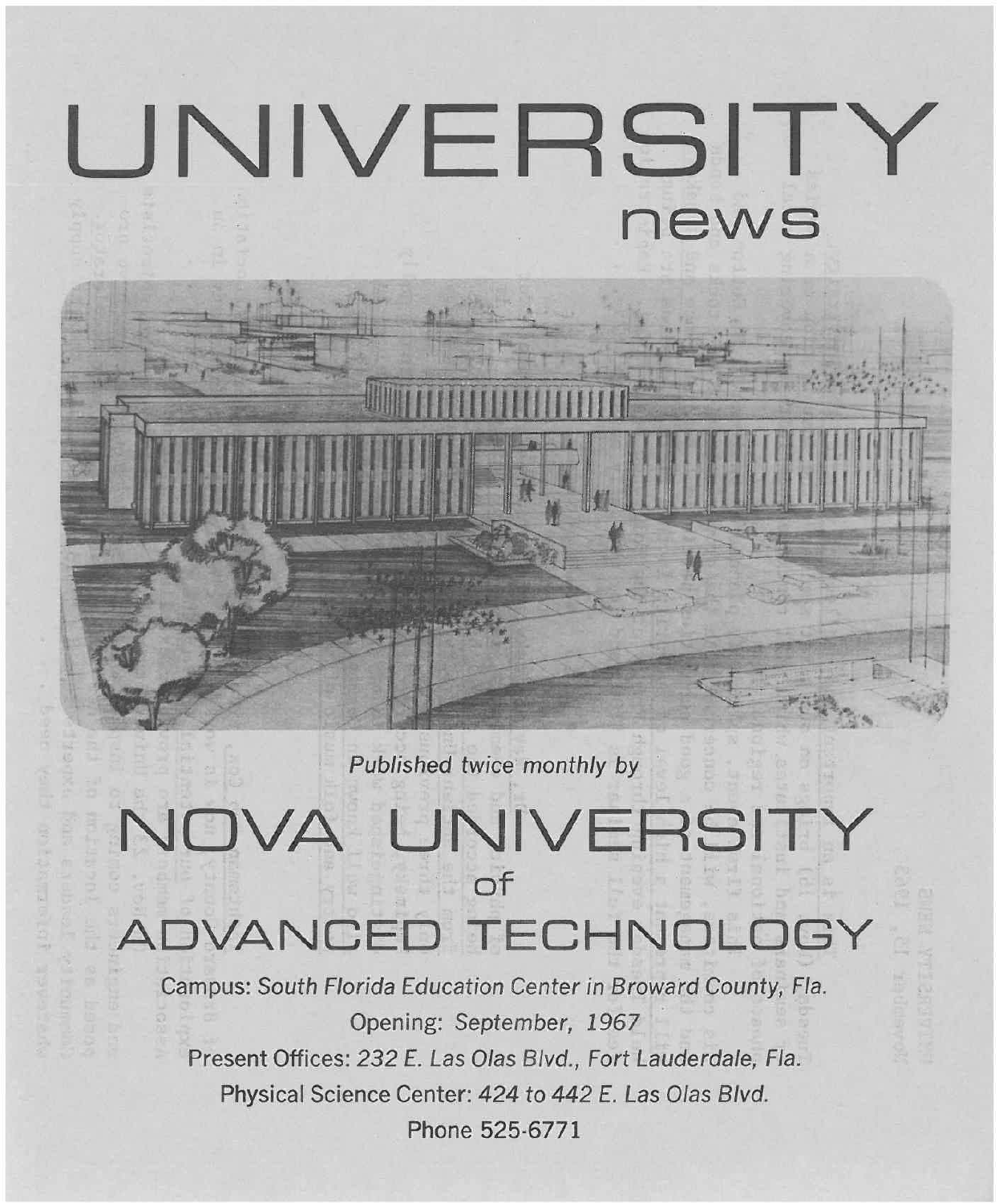# UNIVERSITY

## news

*Published twice monthly by*

# NOVA UNIVERSITY of ADVANCED TECHNOLOGY

Campus: *South Florida Education Center in Broward County, Fla.*

Opening: *September, 1967*

Present Offices: *232 E. Las Olas Blvd., Fort Lauderdale, Fla.*

Physical Science Center: *424 to 442 E. Las Olas Blvd.*

Phone 525-6771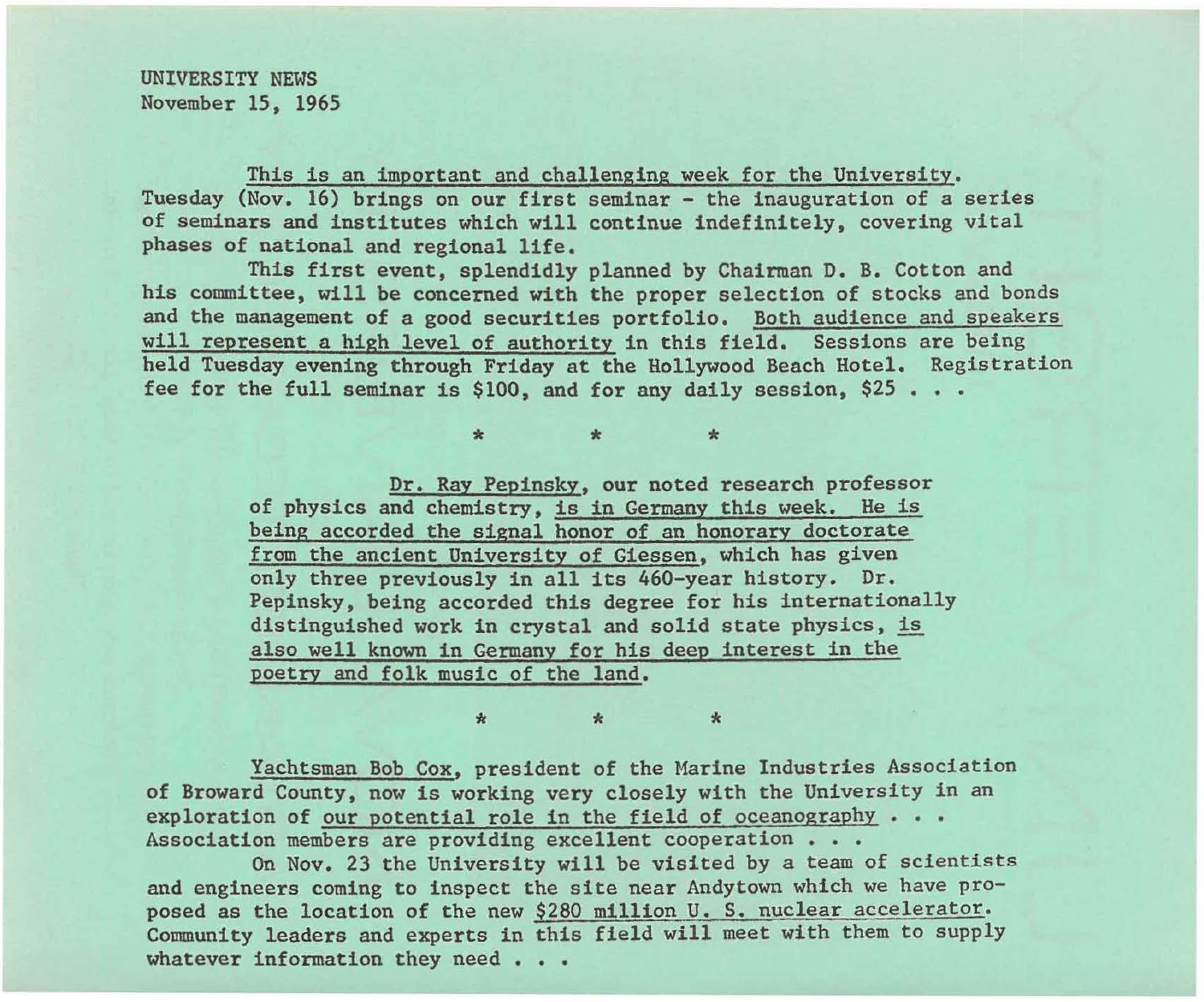UNIVERSITY NEWS
November 15, 1965

<u>This is an important and challenging week for the University.</u> Tuesday (Nov. 16) brings on our first seminar - the inauguration of a series of seminars and institutes which will continue indefinitely, covering vital phases of national and regional life.

This first event, splendidly planned by Chairman D. B. Cotton and his committee, will be concerned with the proper selection of stocks and bonds and the management of a good securities portfolio. <u>Both audience and speakers will represent a high level of authority</u> in this field. Sessions are being held Tuesday evening through Friday at the Hollywood Beach Hotel. Registration fee for the full seminar is $100, and for any daily session, $25 . . .

\* \* \*

<u>Dr. Ray Pepinsky</u>, our noted research professor of physics and chemistry, <u>is in Germany this week. He is being accorded the signal honor of an honorary doctorate from the ancient University of Giessen</u>, which has given only three previously in all its 460-year history. Dr. Pepinsky, being accorded this degree for his internationally distinguished work in crystal and solid state physics, <u>is also well known in Germany for his deep interest in the poetry and folk music of the land.</u>

\* \* \*

<u>Yachtsman Bob Cox</u>, president of the Marine Industries Association of Broward County, now is working very closely with the University in an exploration of <u>our potential role in the field of oceanography</u> . . . Association members are providing excellent cooperation . . .

On Nov. 23 the University will be visited by a team of scientists and engineers coming to inspect the site near Andytown which we have proposed as the location of the new <u>$280 million U. S. nuclear accelerator</u>. Community leaders and experts in this field will meet with them to supply whatever information they need . . .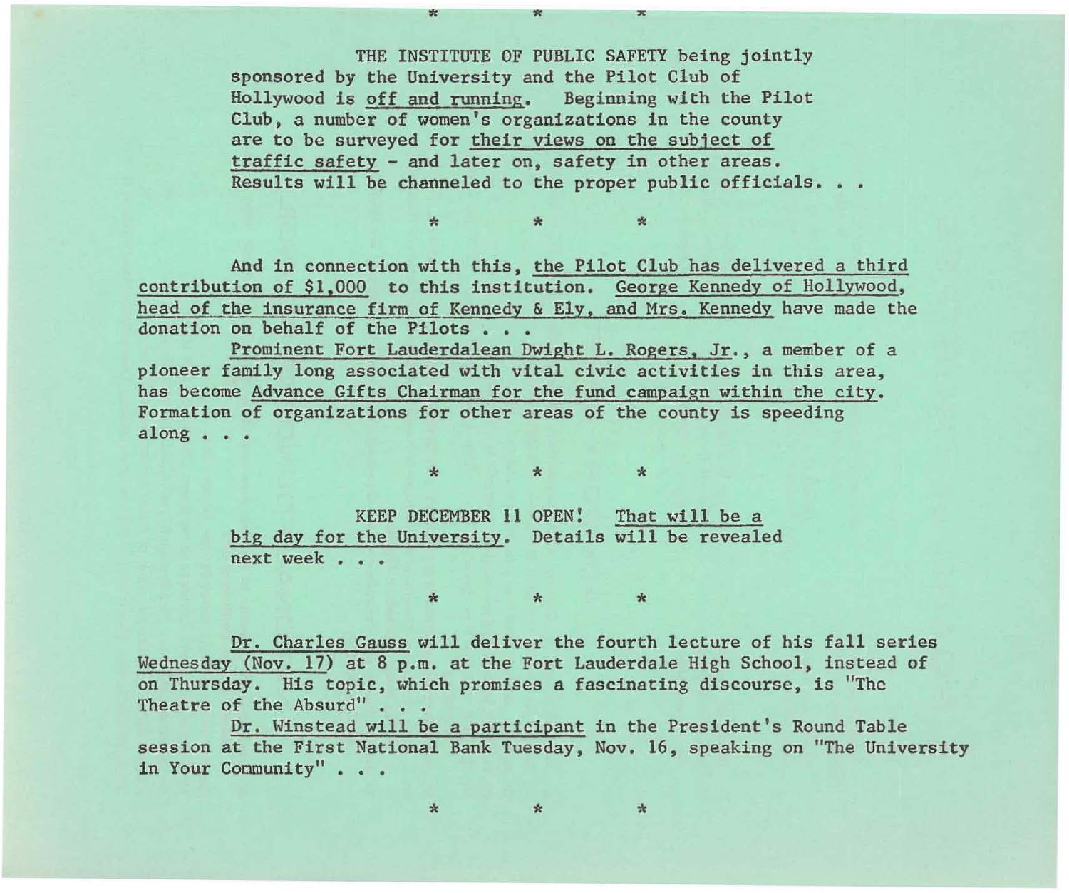\* \* \*

THE INSTITUTE OF PUBLIC SAFETY being jointly sponsored by the University and the Pilot Club of Hollywood is off and running. Beginning with the Pilot Club, a number of women's organizations in the county are to be surveyed for their views on the subject of traffic safety - and later on, safety in other areas. Results will be channeled to the proper public officials. . .

\* \* \*

And in connection with this, the Pilot Club has delivered a third contribution of $1,000 to this institution. George Kennedy of Hollywood, head of the insurance firm of Kennedy & Ely, and Mrs. Kennedy have made the donation on behalf of the Pilots . . .

Prominent Fort Lauderdalean Dwight L. Rogers, Jr., a member of a pioneer family long associated with vital civic activities in this area, has become Advance Gifts Chairman for the fund campaign within the city. Formation of organizations for other areas of the county is speeding along . . .

\* \* \*

KEEP DECEMBER 11 OPEN! That will be a big day for the University. Details will be revealed next week . . .

\* \* \*

Dr. Charles Gauss will deliver the fourth lecture of his fall series Wednesday (Nov. 17) at 8 p.m. at the Fort Lauderdale High School, instead of on Thursday. His topic, which promises a fascinating discourse, is "The Theatre of the Absurd" . . .

Dr. Winstead will be a participant in the President's Round Table session at the First National Bank Tuesday, Nov. 16, speaking on "The University in Your Community" . . .

\* \* \*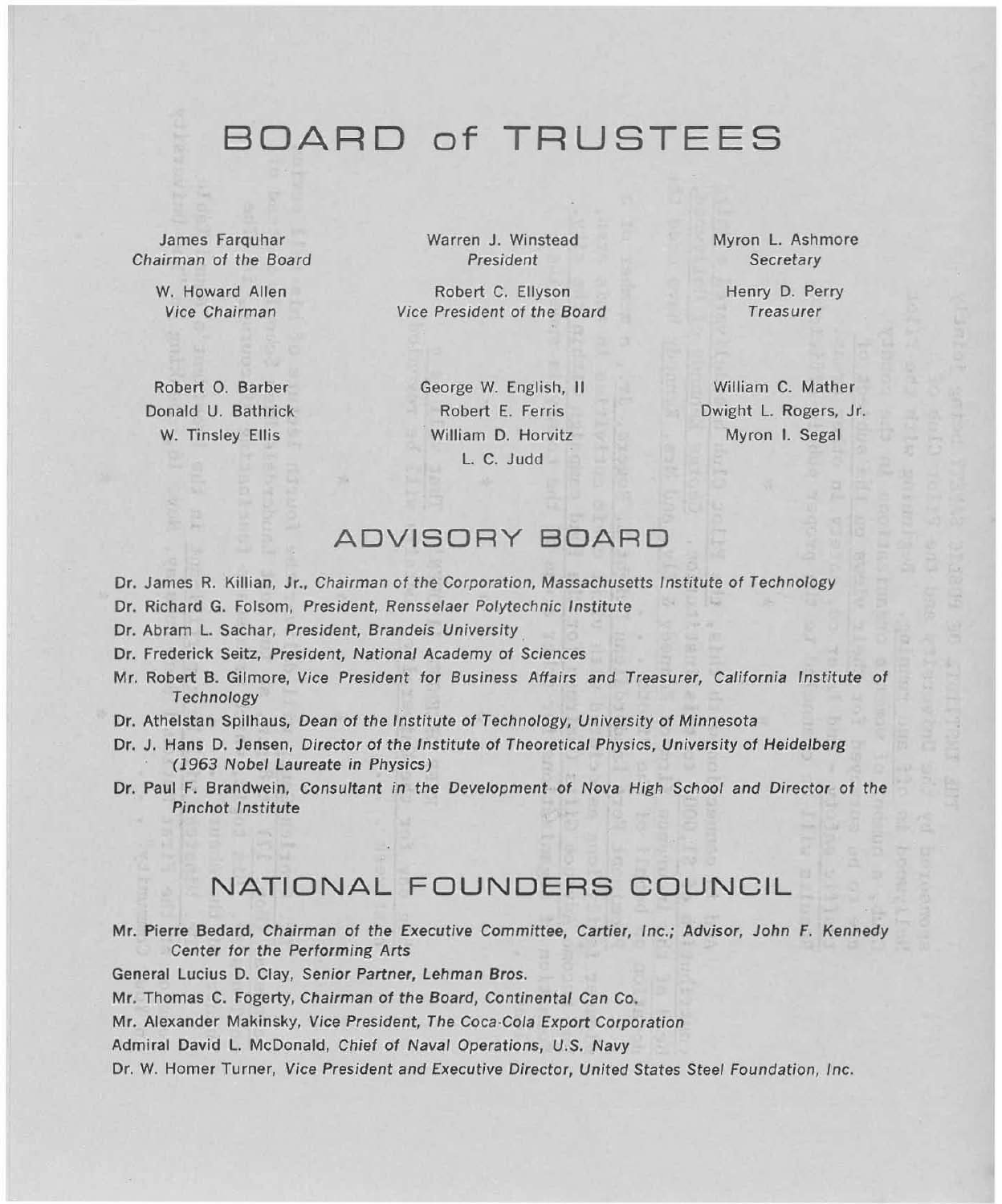# BOARD of TRUSTEES

James Farquhar
*Chairman of the Board*

W. Howard Allen
*Vice Chairman*

Warren J. Winstead
*President*

Robert C. Ellyson
*Vice President of the Board*

Myron L. Ashmore
*Secretary*

Henry D. Perry
*Treasurer*

Robert O. Barber
Donald U. Bathrick
W. Tinsley Ellis

George W. English, II
Robert E. Ferris
William D. Horvitz
L. C. Judd

William C. Mather
Dwight L. Rogers, Jr.
Myron I. Segal

## ADVISORY BOARD

Dr. James R. Killian, Jr., *Chairman of the Corporation, Massachusetts Institute of Technology*

Dr. Richard G. Folsom, *President, Rensselaer Polytechnic Institute*

Dr. Abram L. Sachar, *President, Brandeis University*

Dr. Frederick Seitz, *President, National Academy of Sciences*

Mr. Robert B. Gilmore, *Vice President for Business Affairs and Treasurer, California Institute of Technology*

Dr. Athelstan Spilhaus, *Dean of the Institute of Technology, University of Minnesota*

Dr. J. Hans D. Jensen, *Director of the Institute of Theoretical Physics, University of Heidelberg (1963 Nobel Laureate in Physics)*

Dr. Paul F. Brandwein, *Consultant in the Development of Nova High School and Director of the Pinchot Institute*

## NATIONAL FOUNDERS COUNCIL

Mr. Pierre Bedard, *Chairman of the Executive Committee, Cartier, Inc.; Advisor, John F. Kennedy Center for the Performing Arts*

General Lucius D. Clay, *Senior Partner, Lehman Bros.*

Mr. Thomas C. Fogerty, *Chairman of the Board, Continental Can Co.*

Mr. Alexander Makinsky, *Vice President, The Coca-Cola Export Corporation*

Admiral David L. McDonald, *Chief of Naval Operations, U.S. Navy*

Dr. W. Homer Turner, *Vice President and Executive Director, United States Steel Foundation, Inc.*